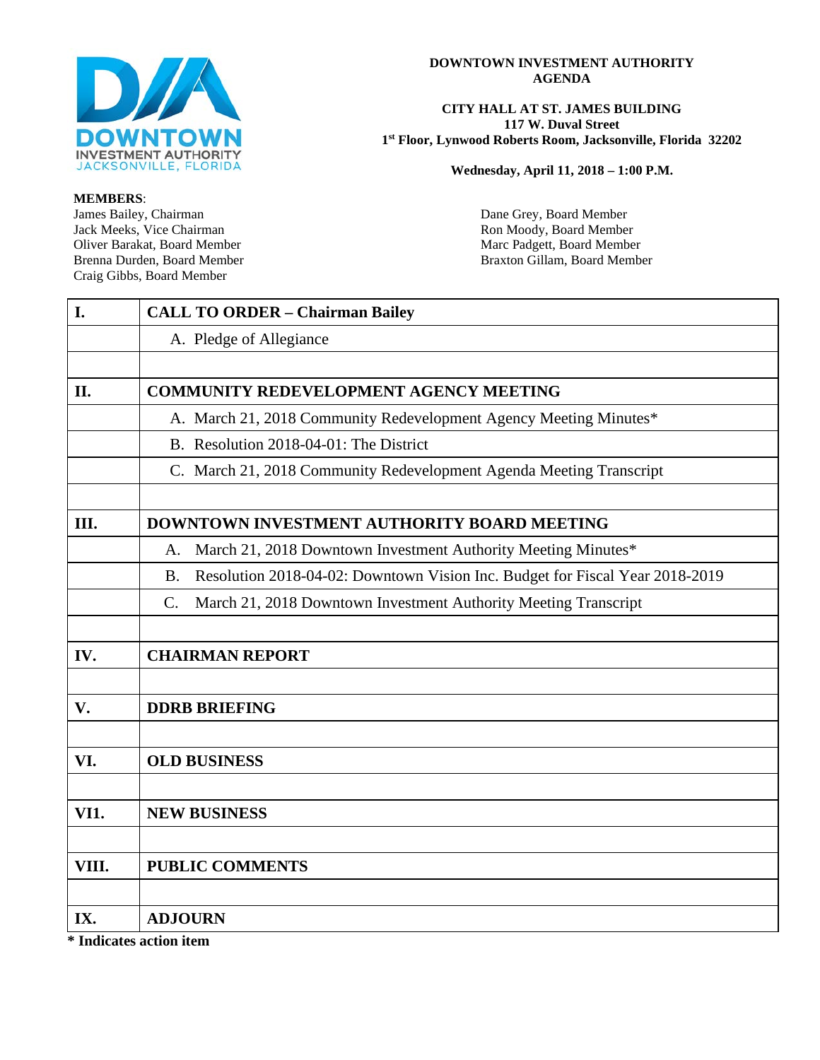DOWNTOWN INVESTMENT AUTHORITY
JACKSONVILLE, FLORIDA

# DOWNTOWN INVESTMENT AUTHORITY AGENDA

**CITY HALL AT ST. JAMES BUILDING**
**117 W. Duval Street**
**1st Floor, Lynwood Roberts Room, Jacksonville, Florida 32202**

**Wednesday, April 11, 2018 – 1:00 P.M.**

**MEMBERS**:

James Bailey, Chairman
Jack Meeks, Vice Chairman
Oliver Barakat, Board Member
Brenna Durden, Board Member
Craig Gibbs, Board Member
Dane Grey, Board Member
Ron Moody, Board Member
Marc Padgett, Board Member
Braxton Gillam, Board Member

| | |
|---|---|
| **I.** | **CALL TO ORDER – Chairman Bailey** |
| | A. Pledge of Allegiance |
| | |
| **II.** | **COMMUNITY REDEVELOPMENT AGENCY MEETING** |
| | A. March 21, 2018 Community Redevelopment Agency Meeting Minutes* |
| | B. Resolution 2018-04-01: The District |
| | C. March 21, 2018 Community Redevelopment Agenda Meeting Transcript |
| | |
| **III.** | **DOWNTOWN INVESTMENT AUTHORITY BOARD MEETING** |
| | A. March 21, 2018 Downtown Investment Authority Meeting Minutes* |
| | B. Resolution 2018-04-02: Downtown Vision Inc. Budget for Fiscal Year 2018-2019 |
| | C. March 21, 2018 Downtown Investment Authority Meeting Transcript |
| | |
| **IV.** | **CHAIRMAN REPORT** |
| | |
| **V.** | **DDRB BRIEFING** |
| | |
| **VI.** | **OLD BUSINESS** |
| | |
| **VI1.** | **NEW BUSINESS** |
| | |
| **VIII.** | **PUBLIC COMMENTS** |
| | |
| **IX.** | **ADJOURN** |

**\* Indicates action item**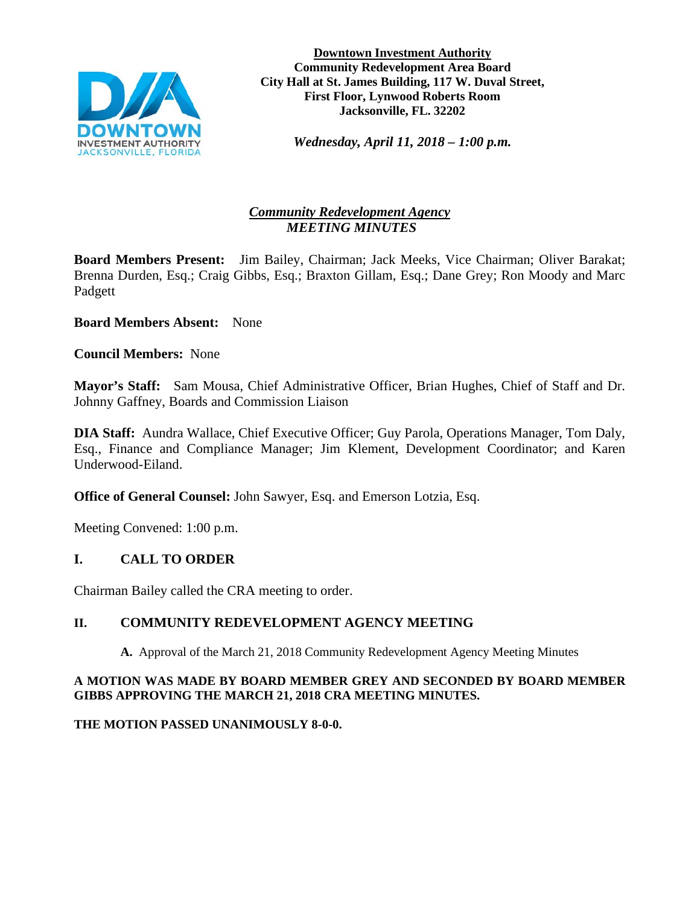**Downtown Investment Authority**
**Community Redevelopment Area Board**
**City Hall at St. James Building, 117 W. Duval Street,**
**First Floor, Lynwood Roberts Room**
**Jacksonville, FL. 32202**

***Wednesday, April 11, 2018 – 1:00 p.m.***

# ***Community Redevelopment Agency***
## ***MEETING MINUTES***

**Board Members Present:** Jim Bailey, Chairman; Jack Meeks, Vice Chairman; Oliver Barakat; Brenna Durden, Esq.; Craig Gibbs, Esq.; Braxton Gillam, Esq.; Dane Grey; Ron Moody and Marc Padgett

**Board Members Absent:** None

**Council Members:** None

**Mayor's Staff:** Sam Mousa, Chief Administrative Officer, Brian Hughes, Chief of Staff and Dr. Johnny Gaffney, Boards and Commission Liaison

**DIA Staff:** Aundra Wallace, Chief Executive Officer; Guy Parola, Operations Manager, Tom Daly, Esq., Finance and Compliance Manager; Jim Klement, Development Coordinator; and Karen Underwood-Eiland.

**Office of General Counsel:** John Sawyer, Esq. and Emerson Lotzia, Esq.

Meeting Convened: 1:00 p.m.

## I. CALL TO ORDER

Chairman Bailey called the CRA meeting to order.

## II. COMMUNITY REDEVELOPMENT AGENCY MEETING

**A.** Approval of the March 21, 2018 Community Redevelopment Agency Meeting Minutes

**A MOTION WAS MADE BY BOARD MEMBER GREY AND SECONDED BY BOARD MEMBER GIBBS APPROVING THE MARCH 21, 2018 CRA MEETING MINUTES.**

**THE MOTION PASSED UNANIMOUSLY 8-0-0.**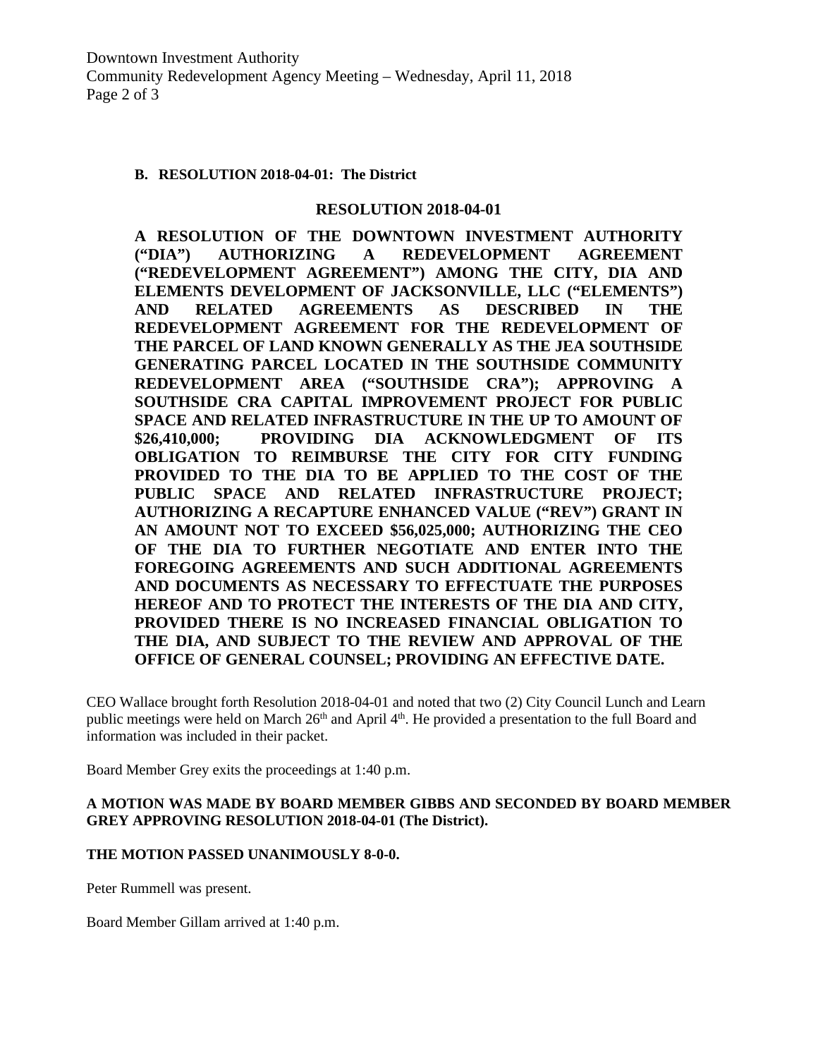**B. RESOLUTION 2018-04-01: The District**

**RESOLUTION 2018-04-01**

**A RESOLUTION OF THE DOWNTOWN INVESTMENT AUTHORITY ("DIA") AUTHORIZING A REDEVELOPMENT AGREEMENT ("REDEVELOPMENT AGREEMENT") AMONG THE CITY, DIA AND ELEMENTS DEVELOPMENT OF JACKSONVILLE, LLC ("ELEMENTS") AND RELATED AGREEMENTS AS DESCRIBED IN THE REDEVELOPMENT AGREEMENT FOR THE REDEVELOPMENT OF THE PARCEL OF LAND KNOWN GENERALLY AS THE JEA SOUTHSIDE GENERATING PARCEL LOCATED IN THE SOUTHSIDE COMMUNITY REDEVELOPMENT AREA ("SOUTHSIDE CRA"); APPROVING A SOUTHSIDE CRA CAPITAL IMPROVEMENT PROJECT FOR PUBLIC SPACE AND RELATED INFRASTRUCTURE IN THE UP TO AMOUNT OF $26,410,000; PROVIDING DIA ACKNOWLEDGMENT OF ITS OBLIGATION TO REIMBURSE THE CITY FOR CITY FUNDING PROVIDED TO THE DIA TO BE APPLIED TO THE COST OF THE PUBLIC SPACE AND RELATED INFRASTRUCTURE PROJECT; AUTHORIZING A RECAPTURE ENHANCED VALUE ("REV") GRANT IN AN AMOUNT NOT TO EXCEED $56,025,000; AUTHORIZING THE CEO OF THE DIA TO FURTHER NEGOTIATE AND ENTER INTO THE FOREGOING AGREEMENTS AND SUCH ADDITIONAL AGREEMENTS AND DOCUMENTS AS NECESSARY TO EFFECTUATE THE PURPOSES HEREOF AND TO PROTECT THE INTERESTS OF THE DIA AND CITY, PROVIDED THERE IS NO INCREASED FINANCIAL OBLIGATION TO THE DIA, AND SUBJECT TO THE REVIEW AND APPROVAL OF THE OFFICE OF GENERAL COUNSEL; PROVIDING AN EFFECTIVE DATE.**

CEO Wallace brought forth Resolution 2018-04-01 and noted that two (2) City Council Lunch and Learn public meetings were held on March 26th and April 4th. He provided a presentation to the full Board and information was included in their packet.

Board Member Grey exits the proceedings at 1:40 p.m.

**A MOTION WAS MADE BY BOARD MEMBER GIBBS AND SECONDED BY BOARD MEMBER GREY APPROVING RESOLUTION 2018-04-01 (The District).**

**THE MOTION PASSED UNANIMOUSLY 8-0-0.**

Peter Rummell was present.

Board Member Gillam arrived at 1:40 p.m.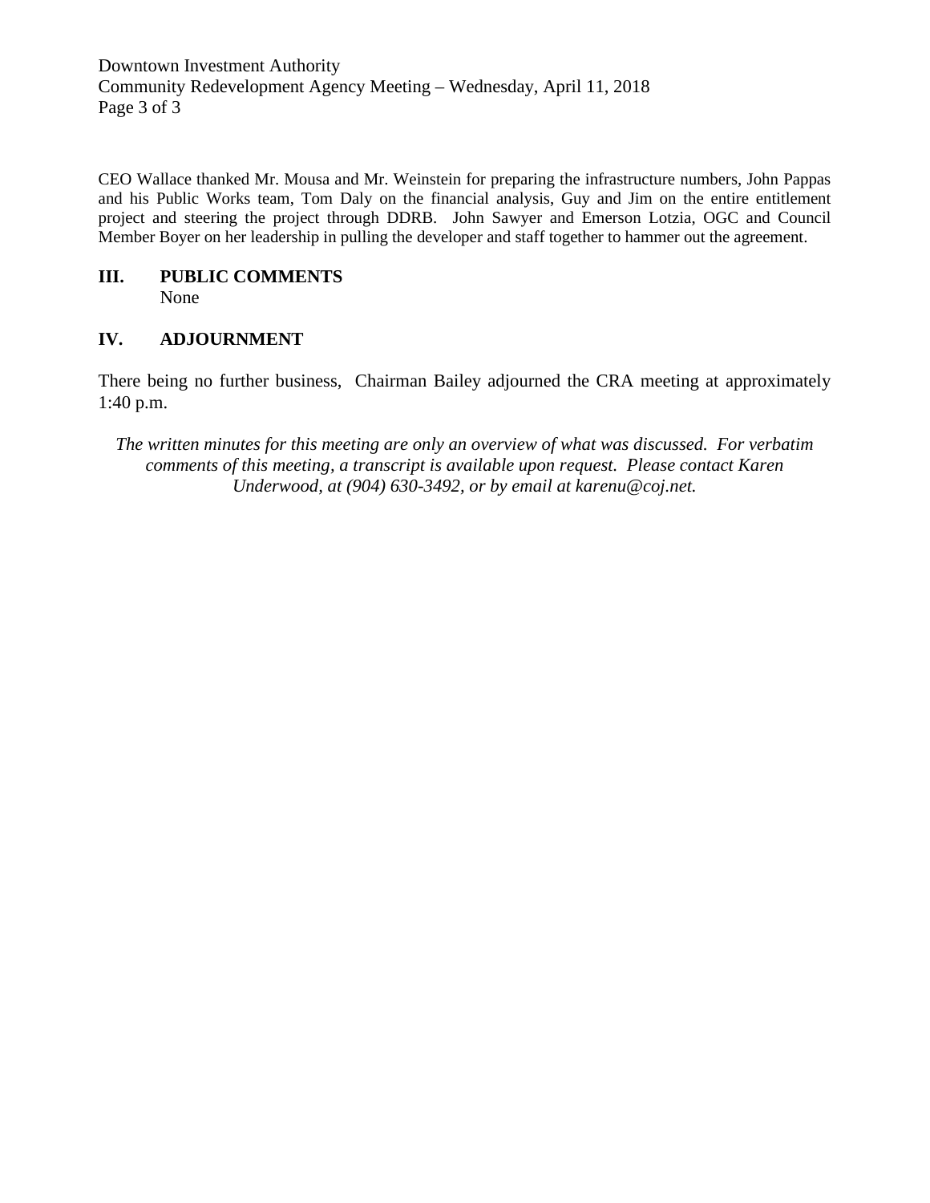CEO Wallace thanked Mr. Mousa and Mr. Weinstein for preparing the infrastructure numbers, John Pappas and his Public Works team, Tom Daly on the financial analysis, Guy and Jim on the entire entitlement project and steering the project through DDRB. John Sawyer and Emerson Lotzia, OGC and Council Member Boyer on her leadership in pulling the developer and staff together to hammer out the agreement.

## III. PUBLIC COMMENTS

None

## IV. ADJOURNMENT

There being no further business, Chairman Bailey adjourned the CRA meeting at approximately 1:40 p.m.

*The written minutes for this meeting are only an overview of what was discussed. For verbatim comments of this meeting, a transcript is available upon request. Please contact Karen Underwood, at (904) 630-3492, or by email at karenu@coj.net.*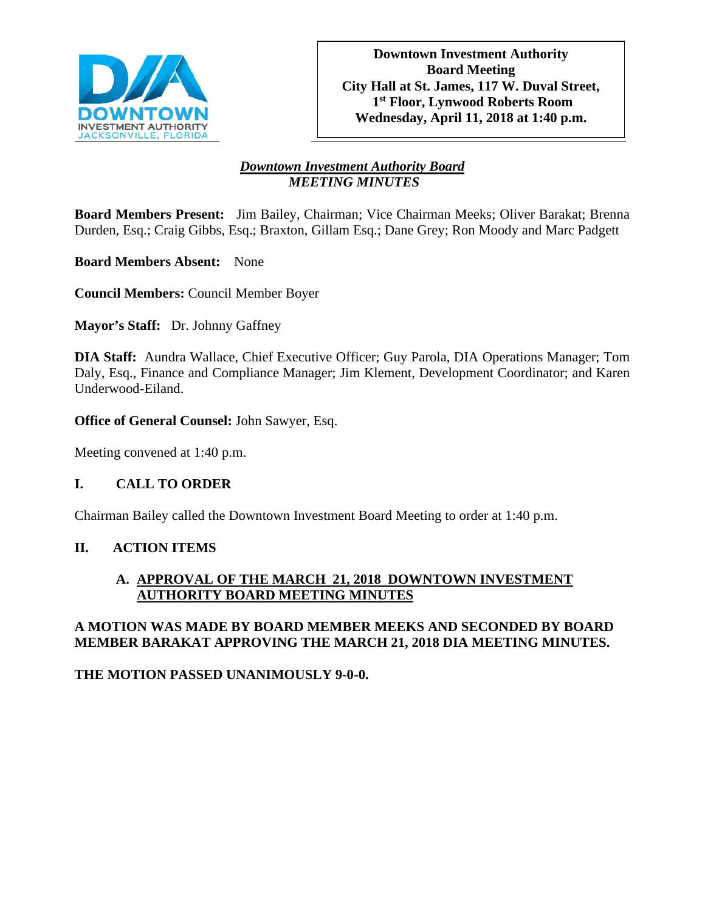**Downtown Investment Authority**
**Board Meeting**
**City Hall at St. James, 117 W. Duval Street,**
**1st Floor, Lynwood Roberts Room**
**Wednesday, April 11, 2018 at 1:40 p.m.**

***Downtown Investment Authority Board***
***MEETING MINUTES***

**Board Members Present:** Jim Bailey, Chairman; Vice Chairman Meeks; Oliver Barakat; Brenna Durden, Esq.; Craig Gibbs, Esq.; Braxton, Gillam Esq.; Dane Grey; Ron Moody and Marc Padgett

**Board Members Absent:** None

**Council Members:** Council Member Boyer

**Mayor's Staff:** Dr. Johnny Gaffney

**DIA Staff:** Aundra Wallace, Chief Executive Officer; Guy Parola, DIA Operations Manager; Tom Daly, Esq., Finance and Compliance Manager; Jim Klement, Development Coordinator; and Karen Underwood-Eiland.

**Office of General Counsel:** John Sawyer, Esq.

Meeting convened at 1:40 p.m.

## I. CALL TO ORDER

Chairman Bailey called the Downtown Investment Board Meeting to order at 1:40 p.m.

## II. ACTION ITEMS

### A. APPROVAL OF THE MARCH 21, 2018 DOWNTOWN INVESTMENT AUTHORITY BOARD MEETING MINUTES

**A MOTION WAS MADE BY BOARD MEMBER MEEKS AND SECONDED BY BOARD MEMBER BARAKAT APPROVING THE MARCH 21, 2018 DIA MEETING MINUTES.**

**THE MOTION PASSED UNANIMOUSLY 9-0-0.**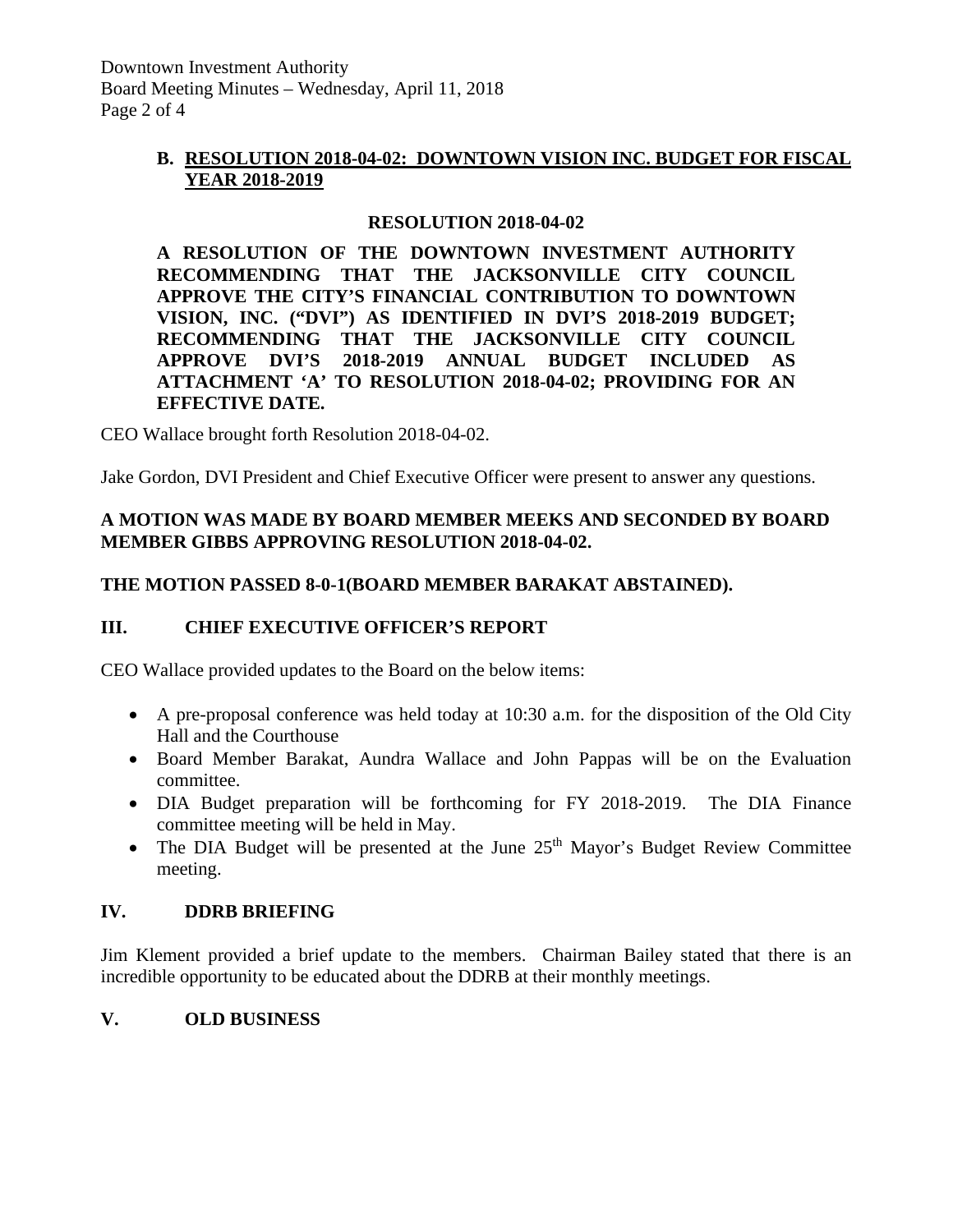**B. RESOLUTION 2018-04-02: DOWNTOWN VISION INC. BUDGET FOR FISCAL YEAR 2018-2019**

**RESOLUTION 2018-04-02**

**A RESOLUTION OF THE DOWNTOWN INVESTMENT AUTHORITY RECOMMENDING THAT THE JACKSONVILLE CITY COUNCIL APPROVE THE CITY'S FINANCIAL CONTRIBUTION TO DOWNTOWN VISION, INC. ("DVI") AS IDENTIFIED IN DVI'S 2018-2019 BUDGET; RECOMMENDING THAT THE JACKSONVILLE CITY COUNCIL APPROVE DVI'S 2018-2019 ANNUAL BUDGET INCLUDED AS ATTACHMENT 'A' TO RESOLUTION 2018-04-02; PROVIDING FOR AN EFFECTIVE DATE.**

CEO Wallace brought forth Resolution 2018-04-02.

Jake Gordon, DVI President and Chief Executive Officer were present to answer any questions.

**A MOTION WAS MADE BY BOARD MEMBER MEEKS AND SECONDED BY BOARD MEMBER GIBBS APPROVING RESOLUTION 2018-04-02.**

**THE MOTION PASSED 8-0-1(BOARD MEMBER BARAKAT ABSTAINED).**

## III. CHIEF EXECUTIVE OFFICER'S REPORT

CEO Wallace provided updates to the Board on the below items:

- A pre-proposal conference was held today at 10:30 a.m. for the disposition of the Old City Hall and the Courthouse
- Board Member Barakat, Aundra Wallace and John Pappas will be on the Evaluation committee.
- DIA Budget preparation will be forthcoming for FY 2018-2019. The DIA Finance committee meeting will be held in May.
- The DIA Budget will be presented at the June 25th Mayor's Budget Review Committee meeting.

## IV. DDRB BRIEFING

Jim Klement provided a brief update to the members. Chairman Bailey stated that there is an incredible opportunity to be educated about the DDRB at their monthly meetings.

## V. OLD BUSINESS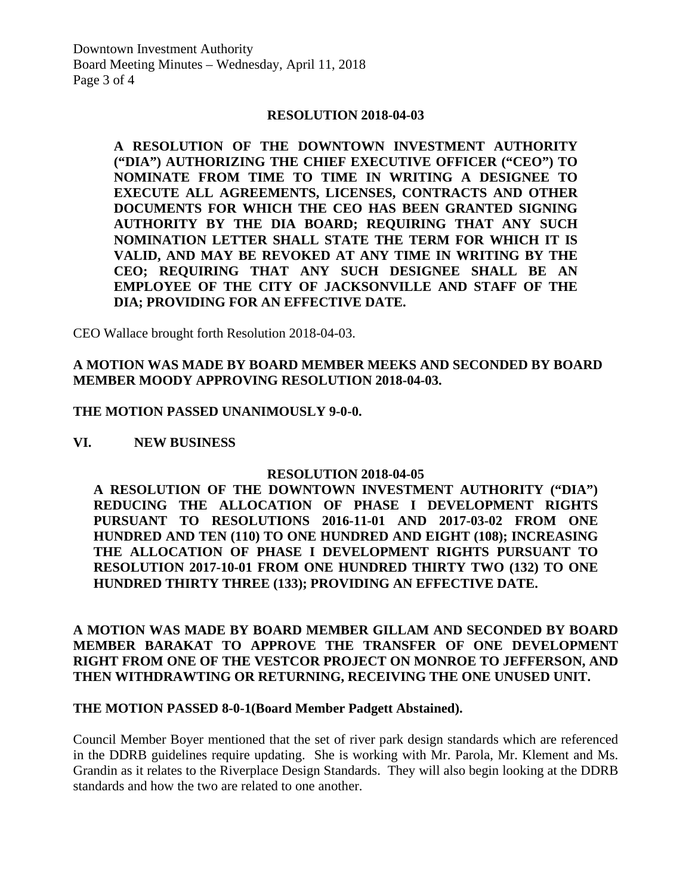**RESOLUTION 2018-04-03**

**A RESOLUTION OF THE DOWNTOWN INVESTMENT AUTHORITY ("DIA") AUTHORIZING THE CHIEF EXECUTIVE OFFICER ("CEO") TO NOMINATE FROM TIME TO TIME IN WRITING A DESIGNEE TO EXECUTE ALL AGREEMENTS, LICENSES, CONTRACTS AND OTHER DOCUMENTS FOR WHICH THE CEO HAS BEEN GRANTED SIGNING AUTHORITY BY THE DIA BOARD; REQUIRING THAT ANY SUCH NOMINATION LETTER SHALL STATE THE TERM FOR WHICH IT IS VALID, AND MAY BE REVOKED AT ANY TIME IN WRITING BY THE CEO; REQUIRING THAT ANY SUCH DESIGNEE SHALL BE AN EMPLOYEE OF THE CITY OF JACKSONVILLE AND STAFF OF THE DIA; PROVIDING FOR AN EFFECTIVE DATE.**

CEO Wallace brought forth Resolution 2018-04-03.

**A MOTION WAS MADE BY BOARD MEMBER MEEKS AND SECONDED BY BOARD MEMBER MOODY APPROVING RESOLUTION 2018-04-03.**

**THE MOTION PASSED UNANIMOUSLY 9-0-0.**

## VI. NEW BUSINESS

**RESOLUTION 2018-04-05**

**A RESOLUTION OF THE DOWNTOWN INVESTMENT AUTHORITY ("DIA") REDUCING THE ALLOCATION OF PHASE I DEVELOPMENT RIGHTS PURSUANT TO RESOLUTIONS 2016-11-01 AND 2017-03-02 FROM ONE HUNDRED AND TEN (110) TO ONE HUNDRED AND EIGHT (108); INCREASING THE ALLOCATION OF PHASE I DEVELOPMENT RIGHTS PURSUANT TO RESOLUTION 2017-10-01 FROM ONE HUNDRED THIRTY TWO (132) TO ONE HUNDRED THIRTY THREE (133); PROVIDING AN EFFECTIVE DATE.**

**A MOTION WAS MADE BY BOARD MEMBER GILLAM AND SECONDED BY BOARD MEMBER BARAKAT TO APPROVE THE TRANSFER OF ONE DEVELOPMENT RIGHT FROM ONE OF THE VESTCOR PROJECT ON MONROE TO JEFFERSON, AND THEN WITHDRAWTING OR RETURNING, RECEIVING THE ONE UNUSED UNIT.**

**THE MOTION PASSED 8-0-1(Board Member Padgett Abstained).**

Council Member Boyer mentioned that the set of river park design standards which are referenced in the DDRB guidelines require updating. She is working with Mr. Parola, Mr. Klement and Ms. Grandin as it relates to the Riverplace Design Standards. They will also begin looking at the DDRB standards and how the two are related to one another.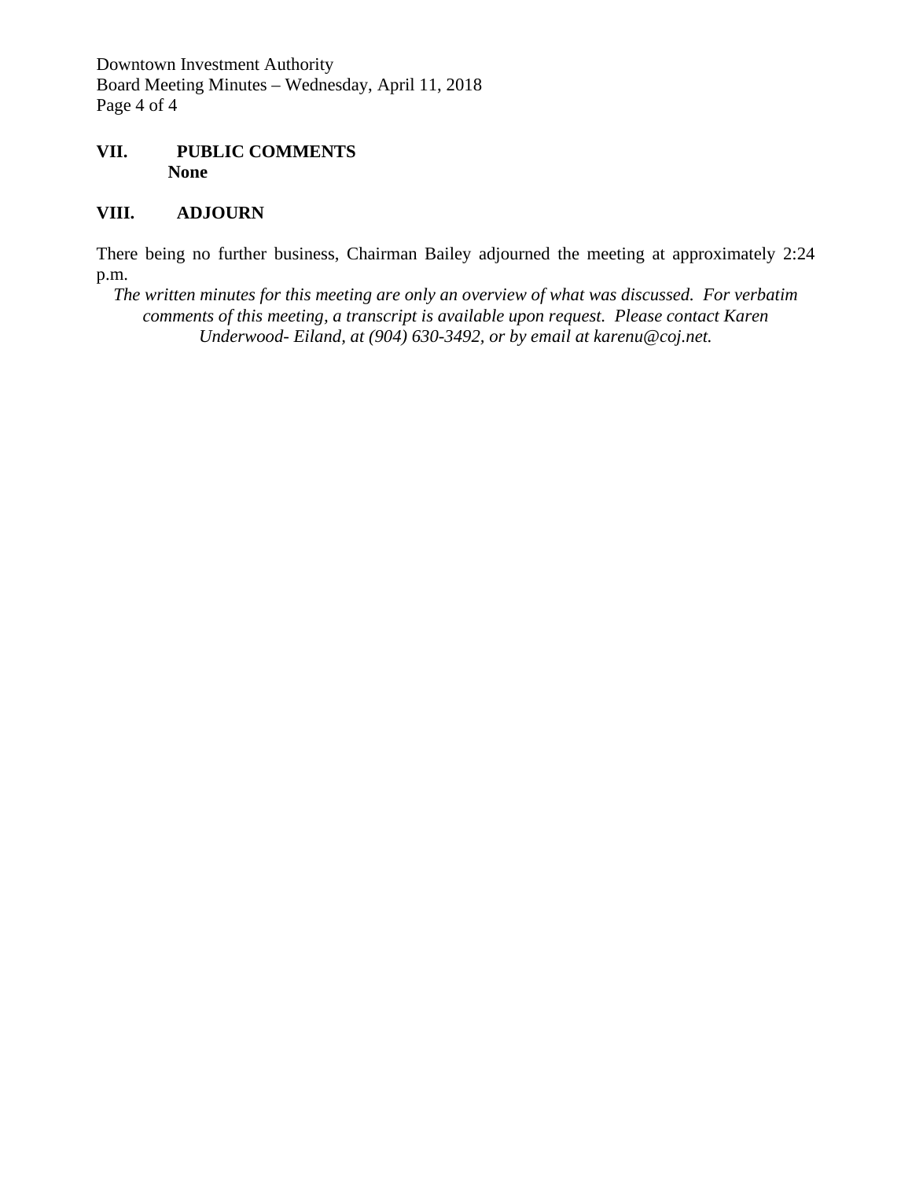## VII. PUBLIC COMMENTS

**None**

## VIII. ADJOURN

There being no further business, Chairman Bailey adjourned the meeting at approximately 2:24 p.m.

*The written minutes for this meeting are only an overview of what was discussed. For verbatim comments of this meeting, a transcript is available upon request. Please contact Karen Underwood- Eiland, at (904) 630-3492, or by email at karenu@coj.net.*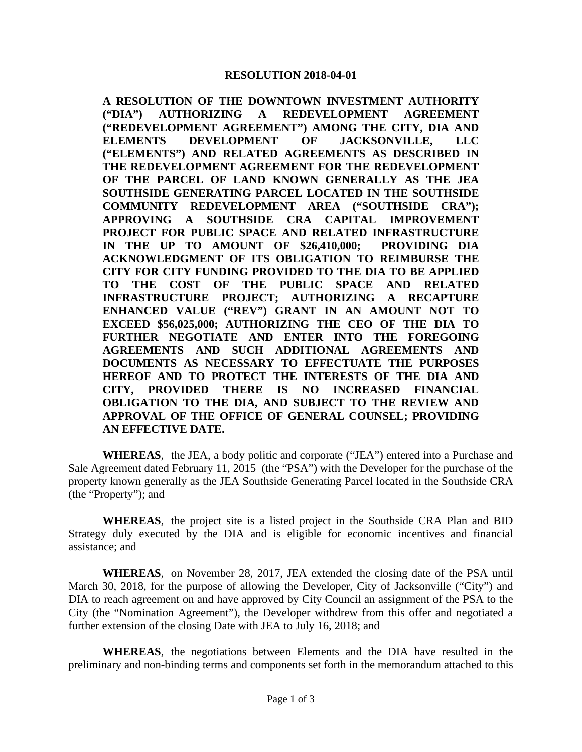**RESOLUTION 2018-04-01**

**A RESOLUTION OF THE DOWNTOWN INVESTMENT AUTHORITY ("DIA") AUTHORIZING A REDEVELOPMENT AGREEMENT ("REDEVELOPMENT AGREEMENT") AMONG THE CITY, DIA AND ELEMENTS DEVELOPMENT OF JACKSONVILLE, LLC ("ELEMENTS") AND RELATED AGREEMENTS AS DESCRIBED IN THE REDEVELOPMENT AGREEMENT FOR THE REDEVELOPMENT OF THE PARCEL OF LAND KNOWN GENERALLY AS THE JEA SOUTHSIDE GENERATING PARCEL LOCATED IN THE SOUTHSIDE COMMUNITY REDEVELOPMENT AREA ("SOUTHSIDE CRA"); APPROVING A SOUTHSIDE CRA CAPITAL IMPROVEMENT PROJECT FOR PUBLIC SPACE AND RELATED INFRASTRUCTURE IN THE UP TO AMOUNT OF $26,410,000; PROVIDING DIA ACKNOWLEDGMENT OF ITS OBLIGATION TO REIMBURSE THE CITY FOR CITY FUNDING PROVIDED TO THE DIA TO BE APPLIED TO THE COST OF THE PUBLIC SPACE AND RELATED INFRASTRUCTURE PROJECT; AUTHORIZING A RECAPTURE ENHANCED VALUE ("REV") GRANT IN AN AMOUNT NOT TO EXCEED $56,025,000; AUTHORIZING THE CEO OF THE DIA TO FURTHER NEGOTIATE AND ENTER INTO THE FOREGOING AGREEMENTS AND SUCH ADDITIONAL AGREEMENTS AND DOCUMENTS AS NECESSARY TO EFFECTUATE THE PURPOSES HEREOF AND TO PROTECT THE INTERESTS OF THE DIA AND CITY, PROVIDED THERE IS NO INCREASED FINANCIAL OBLIGATION TO THE DIA, AND SUBJECT TO THE REVIEW AND APPROVAL OF THE OFFICE OF GENERAL COUNSEL; PROVIDING AN EFFECTIVE DATE.**

**WHEREAS**, the JEA, a body politic and corporate ("JEA") entered into a Purchase and Sale Agreement dated February 11, 2015 (the "PSA") with the Developer for the purchase of the property known generally as the JEA Southside Generating Parcel located in the Southside CRA (the "Property"); and

**WHEREAS**, the project site is a listed project in the Southside CRA Plan and BID Strategy duly executed by the DIA and is eligible for economic incentives and financial assistance; and

**WHEREAS**, on November 28, 2017, JEA extended the closing date of the PSA until March 30, 2018, for the purpose of allowing the Developer, City of Jacksonville ("City") and DIA to reach agreement on and have approved by City Council an assignment of the PSA to the City (the "Nomination Agreement"), the Developer withdrew from this offer and negotiated a further extension of the closing Date with JEA to July 16, 2018; and

**WHEREAS**, the negotiations between Elements and the DIA have resulted in the preliminary and non-binding terms and components set forth in the memorandum attached to this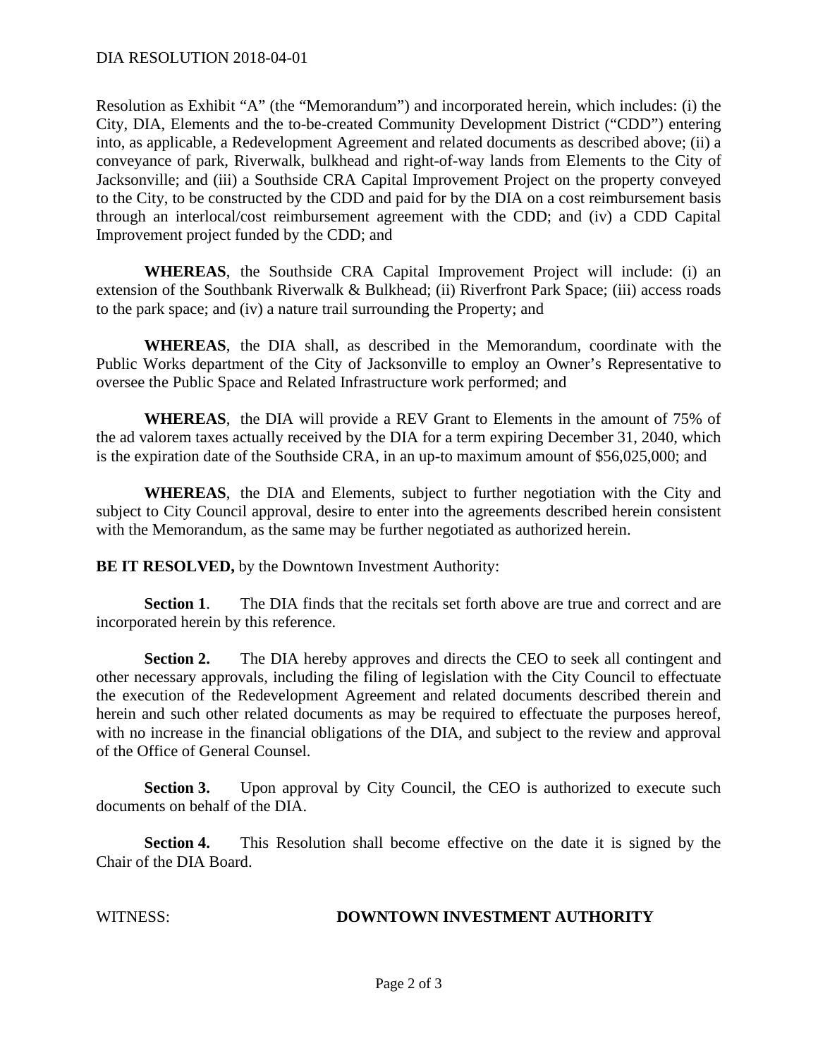Resolution as Exhibit "A" (the "Memorandum") and incorporated herein, which includes: (i) the City, DIA, Elements and the to-be-created Community Development District ("CDD") entering into, as applicable, a Redevelopment Agreement and related documents as described above; (ii) a conveyance of park, Riverwalk, bulkhead and right-of-way lands from Elements to the City of Jacksonville; and (iii) a Southside CRA Capital Improvement Project on the property conveyed to the City, to be constructed by the CDD and paid for by the DIA on a cost reimbursement basis through an interlocal/cost reimbursement agreement with the CDD; and (iv) a CDD Capital Improvement project funded by the CDD; and

**WHEREAS**, the Southside CRA Capital Improvement Project will include: (i) an extension of the Southbank Riverwalk & Bulkhead; (ii) Riverfront Park Space; (iii) access roads to the park space; and (iv) a nature trail surrounding the Property; and

**WHEREAS**, the DIA shall, as described in the Memorandum, coordinate with the Public Works department of the City of Jacksonville to employ an Owner's Representative to oversee the Public Space and Related Infrastructure work performed; and

**WHEREAS**, the DIA will provide a REV Grant to Elements in the amount of 75% of the ad valorem taxes actually received by the DIA for a term expiring December 31, 2040, which is the expiration date of the Southside CRA, in an up-to maximum amount of $56,025,000; and

**WHEREAS**, the DIA and Elements, subject to further negotiation with the City and subject to City Council approval, desire to enter into the agreements described herein consistent with the Memorandum, as the same may be further negotiated as authorized herein.

**BE IT RESOLVED,** by the Downtown Investment Authority:

**Section 1**. The DIA finds that the recitals set forth above are true and correct and are incorporated herein by this reference.

**Section 2.** The DIA hereby approves and directs the CEO to seek all contingent and other necessary approvals, including the filing of legislation with the City Council to effectuate the execution of the Redevelopment Agreement and related documents described therein and herein and such other related documents as may be required to effectuate the purposes hereof, with no increase in the financial obligations of the DIA, and subject to the review and approval of the Office of General Counsel.

**Section 3.** Upon approval by City Council, the CEO is authorized to execute such documents on behalf of the DIA.

**Section 4.** This Resolution shall become effective on the date it is signed by the Chair of the DIA Board.

WITNESS: **DOWNTOWN INVESTMENT AUTHORITY**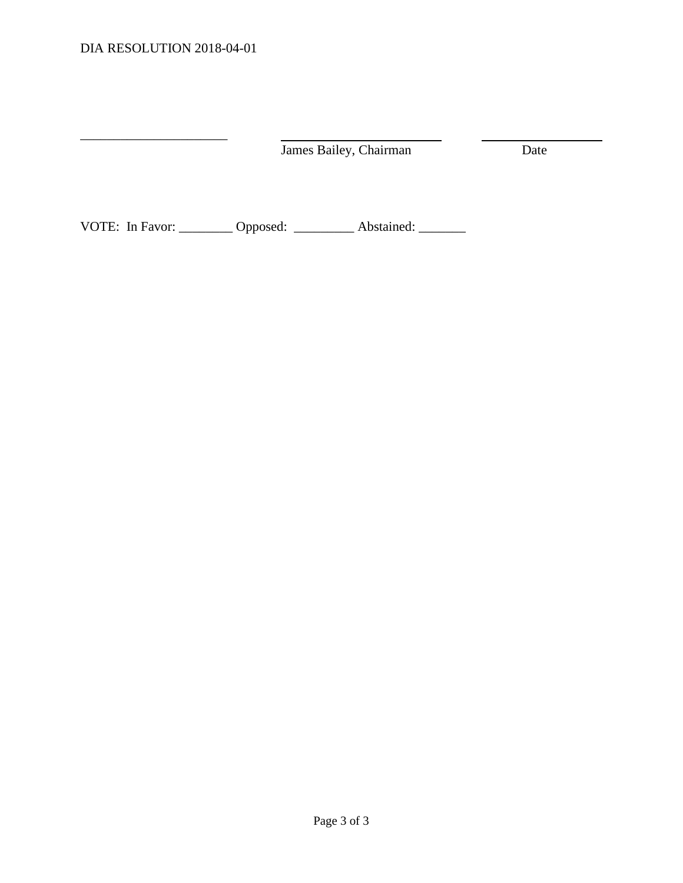______________________ ________________________ __________________

James Bailey, Chairman Date

VOTE: In Favor: ________ Opposed: _________ Abstained: _______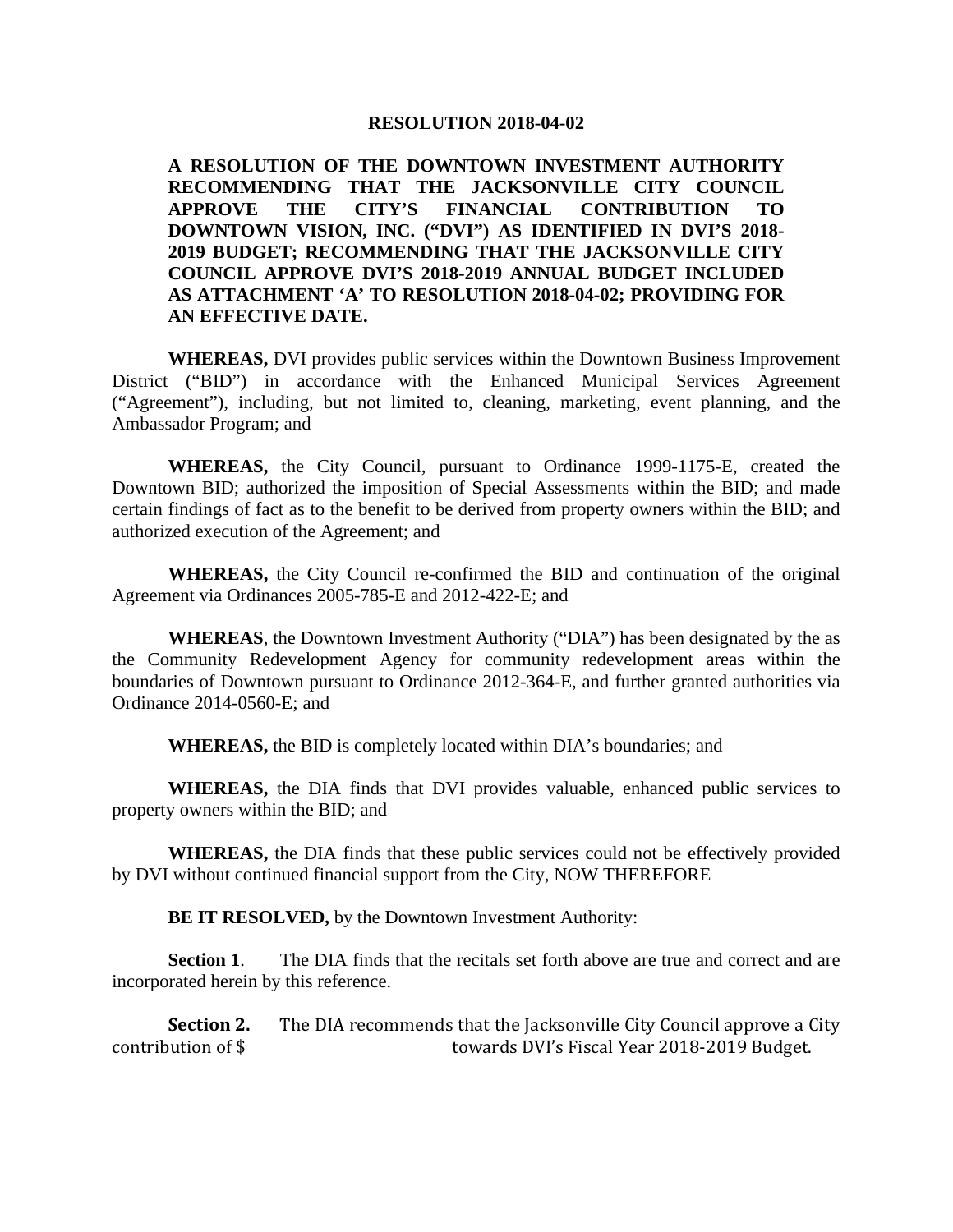**RESOLUTION 2018-04-02**

**A RESOLUTION OF THE DOWNTOWN INVESTMENT AUTHORITY RECOMMENDING THAT THE JACKSONVILLE CITY COUNCIL APPROVE THE CITY'S FINANCIAL CONTRIBUTION TO DOWNTOWN VISION, INC. ("DVI") AS IDENTIFIED IN DVI'S 2018-2019 BUDGET; RECOMMENDING THAT THE JACKSONVILLE CITY COUNCIL APPROVE DVI'S 2018-2019 ANNUAL BUDGET INCLUDED AS ATTACHMENT 'A' TO RESOLUTION 2018-04-02; PROVIDING FOR AN EFFECTIVE DATE.**

**WHEREAS,** DVI provides public services within the Downtown Business Improvement District ("BID") in accordance with the Enhanced Municipal Services Agreement ("Agreement"), including, but not limited to, cleaning, marketing, event planning, and the Ambassador Program; and

**WHEREAS,** the City Council, pursuant to Ordinance 1999-1175-E, created the Downtown BID; authorized the imposition of Special Assessments within the BID; and made certain findings of fact as to the benefit to be derived from property owners within the BID; and authorized execution of the Agreement; and

**WHEREAS,** the City Council re-confirmed the BID and continuation of the original Agreement via Ordinances 2005-785-E and 2012-422-E; and

**WHEREAS**, the Downtown Investment Authority ("DIA") has been designated by the as the Community Redevelopment Agency for community redevelopment areas within the boundaries of Downtown pursuant to Ordinance 2012-364-E, and further granted authorities via Ordinance 2014-0560-E; and

**WHEREAS,** the BID is completely located within DIA's boundaries; and

**WHEREAS,** the DIA finds that DVI provides valuable, enhanced public services to property owners within the BID; and

**WHEREAS,** the DIA finds that these public services could not be effectively provided by DVI without continued financial support from the City, NOW THEREFORE

**BE IT RESOLVED,** by the Downtown Investment Authority:

**Section 1**. The DIA finds that the recitals set forth above are true and correct and are incorporated herein by this reference.

**Section 2.** The DIA recommends that the Jacksonville City Council approve a City contribution of $\_\_\_\_\_\_\_\_\_\_\_\_\_\_\_\_\_\_\_\_\_\_\_\_ towards DVI's Fiscal Year 2018-2019 Budget.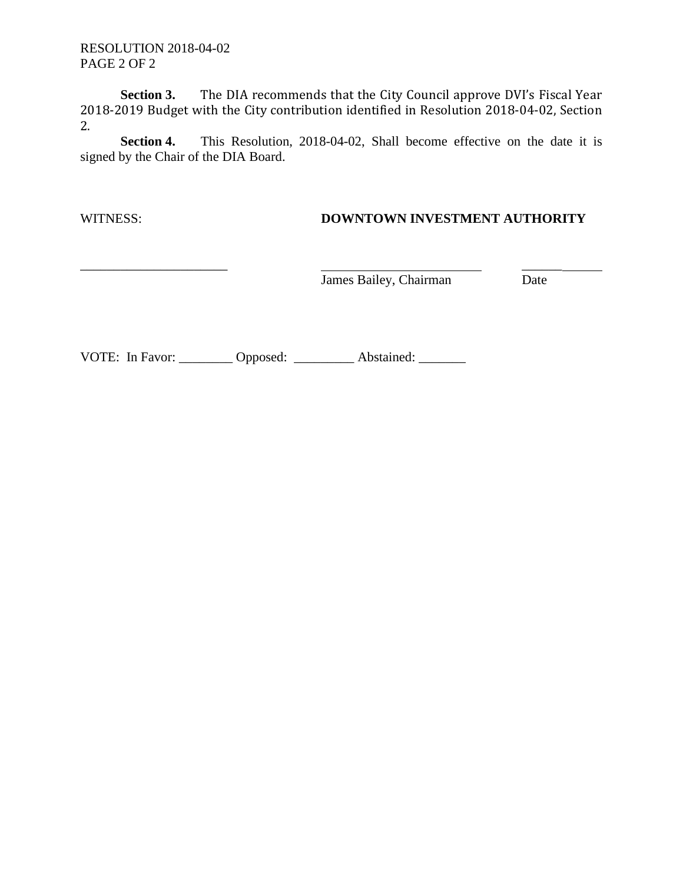**Section 3.** The DIA recommends that the City Council approve DVI's Fiscal Year 2018-2019 Budget with the City contribution identified in Resolution 2018-04-02, Section 2.

**Section 4.** This Resolution, 2018-04-02, Shall become effective on the date it is signed by the Chair of the DIA Board.

WITNESS: **DOWNTOWN INVESTMENT AUTHORITY**

______________________ ________________________ ____________

James Bailey, Chairman Date

VOTE: In Favor: ________ Opposed: _________ Abstained: _______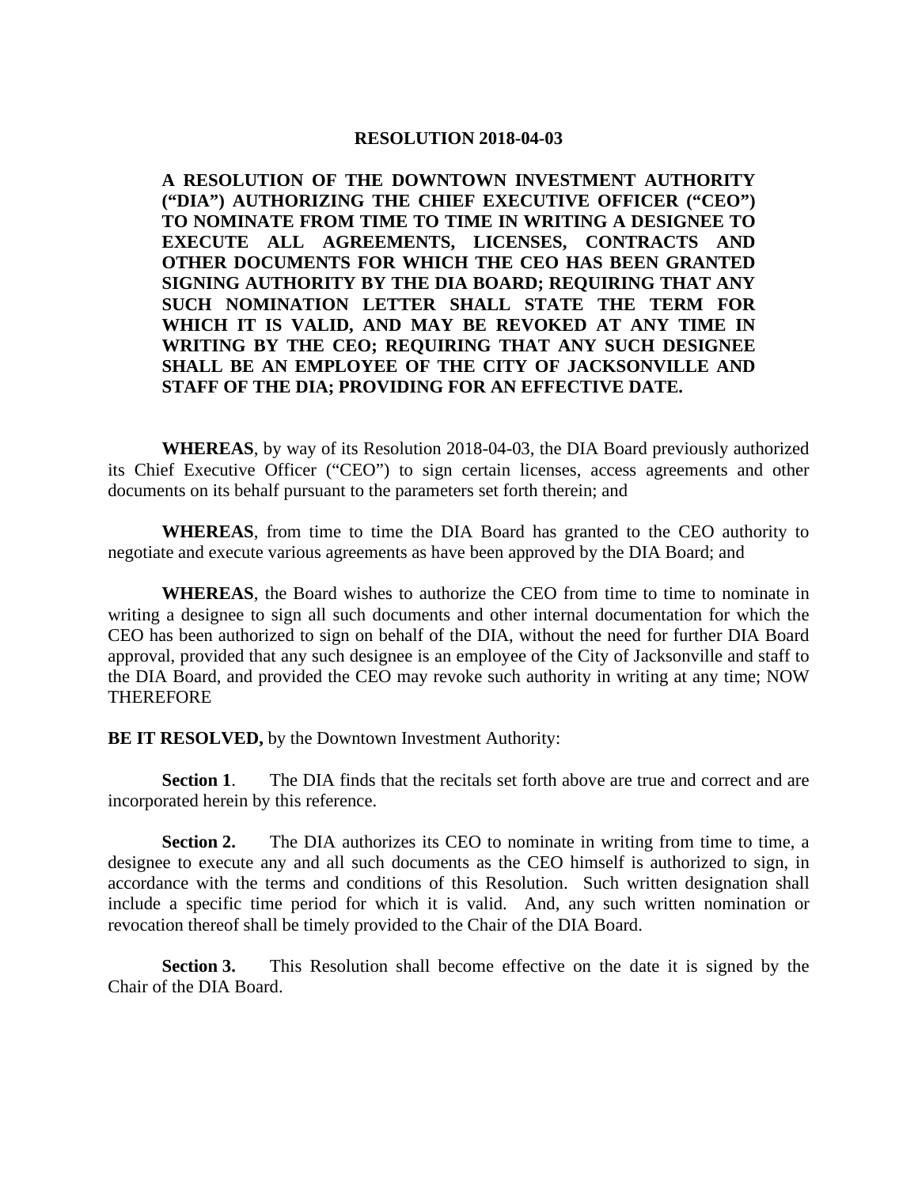**RESOLUTION 2018-04-03**

**A RESOLUTION OF THE DOWNTOWN INVESTMENT AUTHORITY ("DIA") AUTHORIZING THE CHIEF EXECUTIVE OFFICER ("CEO") TO NOMINATE FROM TIME TO TIME IN WRITING A DESIGNEE TO EXECUTE ALL AGREEMENTS, LICENSES, CONTRACTS AND OTHER DOCUMENTS FOR WHICH THE CEO HAS BEEN GRANTED SIGNING AUTHORITY BY THE DIA BOARD; REQUIRING THAT ANY SUCH NOMINATION LETTER SHALL STATE THE TERM FOR WHICH IT IS VALID, AND MAY BE REVOKED AT ANY TIME IN WRITING BY THE CEO; REQUIRING THAT ANY SUCH DESIGNEE SHALL BE AN EMPLOYEE OF THE CITY OF JACKSONVILLE AND STAFF OF THE DIA; PROVIDING FOR AN EFFECTIVE DATE.**

**WHEREAS**, by way of its Resolution 2018-04-03, the DIA Board previously authorized its Chief Executive Officer ("CEO") to sign certain licenses, access agreements and other documents on its behalf pursuant to the parameters set forth therein; and

**WHEREAS**, from time to time the DIA Board has granted to the CEO authority to negotiate and execute various agreements as have been approved by the DIA Board; and

**WHEREAS**, the Board wishes to authorize the CEO from time to time to nominate in writing a designee to sign all such documents and other internal documentation for which the CEO has been authorized to sign on behalf of the DIA, without the need for further DIA Board approval, provided that any such designee is an employee of the City of Jacksonville and staff to the DIA Board, and provided the CEO may revoke such authority in writing at any time; NOW THEREFORE

**BE IT RESOLVED,** by the Downtown Investment Authority:

**Section 1**. The DIA finds that the recitals set forth above are true and correct and are incorporated herein by this reference.

**Section 2.** The DIA authorizes its CEO to nominate in writing from time to time, a designee to execute any and all such documents as the CEO himself is authorized to sign, in accordance with the terms and conditions of this Resolution. Such written designation shall include a specific time period for which it is valid. And, any such written nomination or revocation thereof shall be timely provided to the Chair of the DIA Board.

**Section 3.** This Resolution shall become effective on the date it is signed by the Chair of the DIA Board.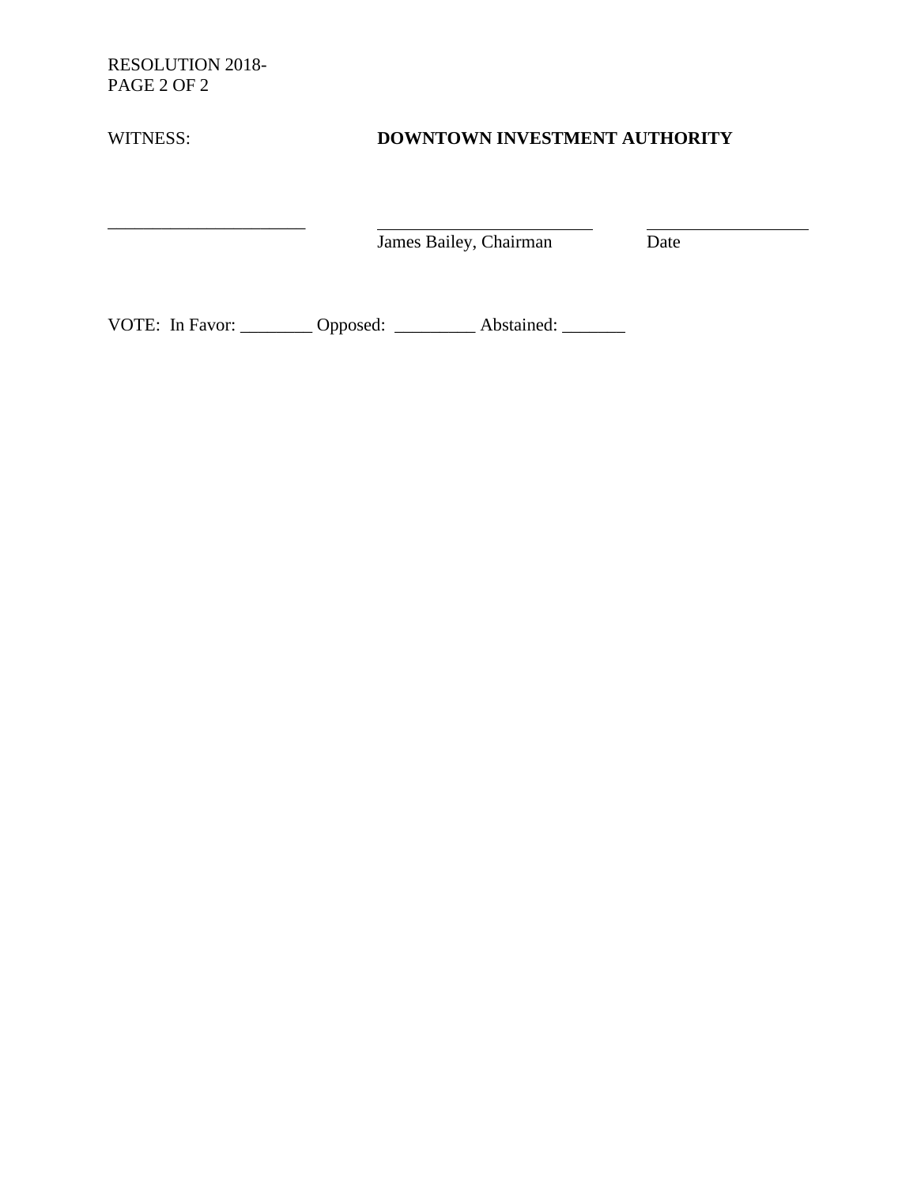RESOLUTION 2018-
PAGE 2 OF 2

WITNESS: **DOWNTOWN INVESTMENT AUTHORITY**

______________________ ________________________ __________________
James Bailey, Chairman Date

VOTE: In Favor: ________ Opposed: _________ Abstained: _______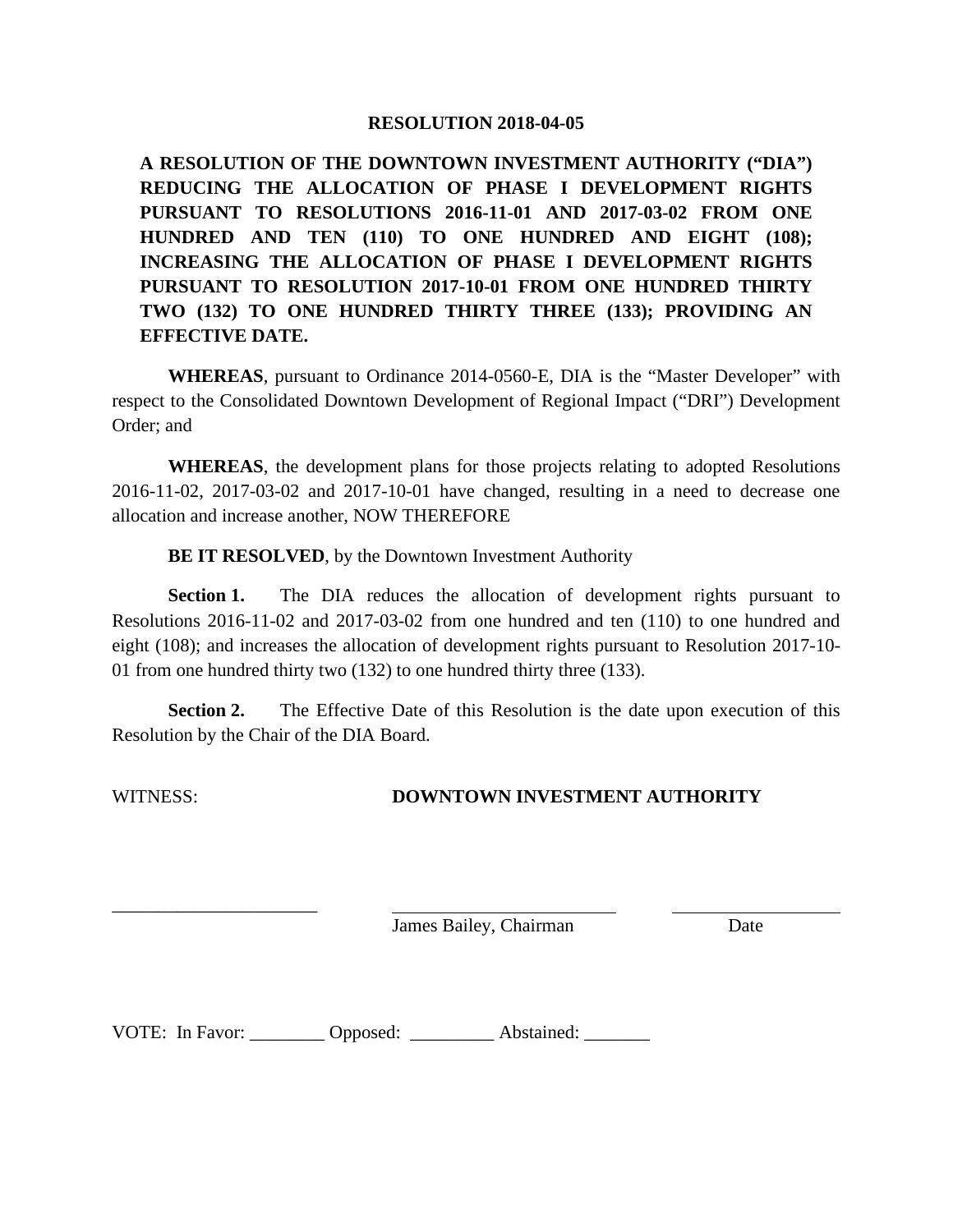**RESOLUTION 2018-04-05**

**A RESOLUTION OF THE DOWNTOWN INVESTMENT AUTHORITY ("DIA") REDUCING THE ALLOCATION OF PHASE I DEVELOPMENT RIGHTS PURSUANT TO RESOLUTIONS 2016-11-01 AND 2017-03-02 FROM ONE HUNDRED AND TEN (110) TO ONE HUNDRED AND EIGHT (108); INCREASING THE ALLOCATION OF PHASE I DEVELOPMENT RIGHTS PURSUANT TO RESOLUTION 2017-10-01 FROM ONE HUNDRED THIRTY TWO (132) TO ONE HUNDRED THIRTY THREE (133); PROVIDING AN EFFECTIVE DATE.**

**WHEREAS**, pursuant to Ordinance 2014-0560-E, DIA is the "Master Developer" with respect to the Consolidated Downtown Development of Regional Impact ("DRI") Development Order; and

**WHEREAS**, the development plans for those projects relating to adopted Resolutions 2016-11-02, 2017-03-02 and 2017-10-01 have changed, resulting in a need to decrease one allocation and increase another, NOW THEREFORE

**BE IT RESOLVED**, by the Downtown Investment Authority

**Section 1.** The DIA reduces the allocation of development rights pursuant to Resolutions 2016-11-02 and 2017-03-02 from one hundred and ten (110) to one hundred and eight (108); and increases the allocation of development rights pursuant to Resolution 2017-10-01 from one hundred thirty two (132) to one hundred thirty three (133).

**Section 2.** The Effective Date of this Resolution is the date upon execution of this Resolution by the Chair of the DIA Board.

WITNESS: **DOWNTOWN INVESTMENT AUTHORITY**

______________________ ______________________ ______________________

James Bailey, Chairman Date

VOTE: In Favor: ________ Opposed: _________ Abstained: _______